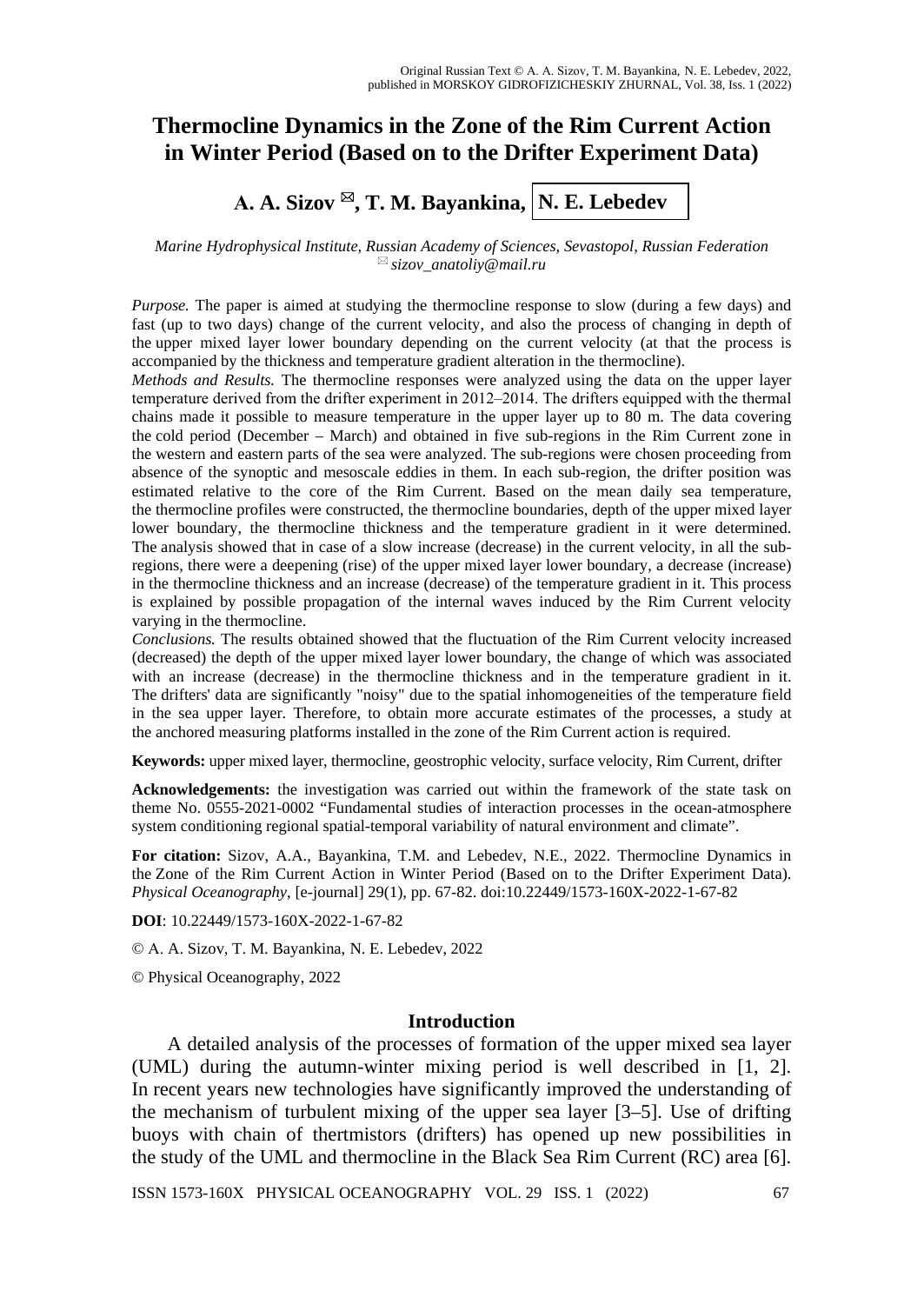Original Russian Text © A. A. Sizov, T. M. Bayankina, N. E. Lebedev, 2022, published in MORSKOY GIDROFIZICHESKIY ZHURNAL, Vol. 38, Iss. 1 (2022)

# Thermocline Dynamics in the Zone of the Rim Current Action in Winter Period (Based on to the Drifter Experiment Data)

**A. A. Sizov ✉, T. M. Bayankina, N. E. Lebedev**

*Marine Hydrophysical Institute, Russian Academy of Sciences, Sevastopol, Russian Federation*
*✉ sizov_anatoliy@mail.ru*

*Purpose.* The paper is aimed at studying the thermocline response to slow (during a few days) and fast (up to two days) change of the current velocity, and also the process of changing in depth of the upper mixed layer lower boundary depending on the current velocity (at that the process is accompanied by the thickness and temperature gradient alteration in the thermocline).

*Methods and Results.* The thermocline responses were analyzed using the data on the upper layer temperature derived from the drifter experiment in 2012–2014. The drifters equipped with the thermal chains made it possible to measure temperature in the upper layer up to 80 m. The data covering the cold period (December – March) and obtained in five sub-regions in the Rim Current zone in the western and eastern parts of the sea were analyzed. The sub-regions were chosen proceeding from absence of the synoptic and mesoscale eddies in them. In each sub-region, the drifter position was estimated relative to the core of the Rim Current. Based on the mean daily sea temperature, the thermocline profiles were constructed, the thermocline boundaries, depth of the upper mixed layer lower boundary, the thermocline thickness and the temperature gradient in it were determined. The analysis showed that in case of a slow increase (decrease) in the current velocity, in all the sub-regions, there were a deepening (rise) of the upper mixed layer lower boundary, a decrease (increase) in the thermocline thickness and an increase (decrease) of the temperature gradient in it. This process is explained by possible propagation of the internal waves induced by the Rim Current velocity varying in the thermocline.

*Conclusions.* The results obtained showed that the fluctuation of the Rim Current velocity increased (decreased) the depth of the upper mixed layer lower boundary, the change of which was associated with an increase (decrease) in the thermocline thickness and in the temperature gradient in it. The drifters' data are significantly "noisy" due to the spatial inhomogeneities of the temperature field in the sea upper layer. Therefore, to obtain more accurate estimates of the processes, a study at the anchored measuring platforms installed in the zone of the Rim Current action is required.

**Keywords:** upper mixed layer, thermocline, geostrophic velocity, surface velocity, Rim Current, drifter

**Acknowledgements:** the investigation was carried out within the framework of the state task on theme No. 0555-2021-0002 "Fundamental studies of interaction processes in the ocean-atmosphere system conditioning regional spatial-temporal variability of natural environment and climate".

**For citation:** Sizov, A.A., Bayankina, T.M. and Lebedev, N.E., 2022. Thermocline Dynamics in the Zone of the Rim Current Action in Winter Period (Based on to the Drifter Experiment Data). *Physical Oceanography*, [e-journal] 29(1), pp. 67-82. doi:10.22449/1573-160X-2022-1-67-82

**DOI**: 10.22449/1573-160X-2022-1-67-82

© A. A. Sizov, T. M. Bayankina, N. E. Lebedev, 2022

© Physical Oceanography, 2022

## Introduction

A detailed analysis of the processes of formation of the upper mixed sea layer (UML) during the autumn-winter mixing period is well described in [1, 2]. In recent years new technologies have significantly improved the understanding of the mechanism of turbulent mixing of the upper sea layer [3–5]. Use of drifting buoys with chain of thertmistors (drifters) has opened up new possibilities in the study of the UML and thermocline in the Black Sea Rim Current (RC) area [6].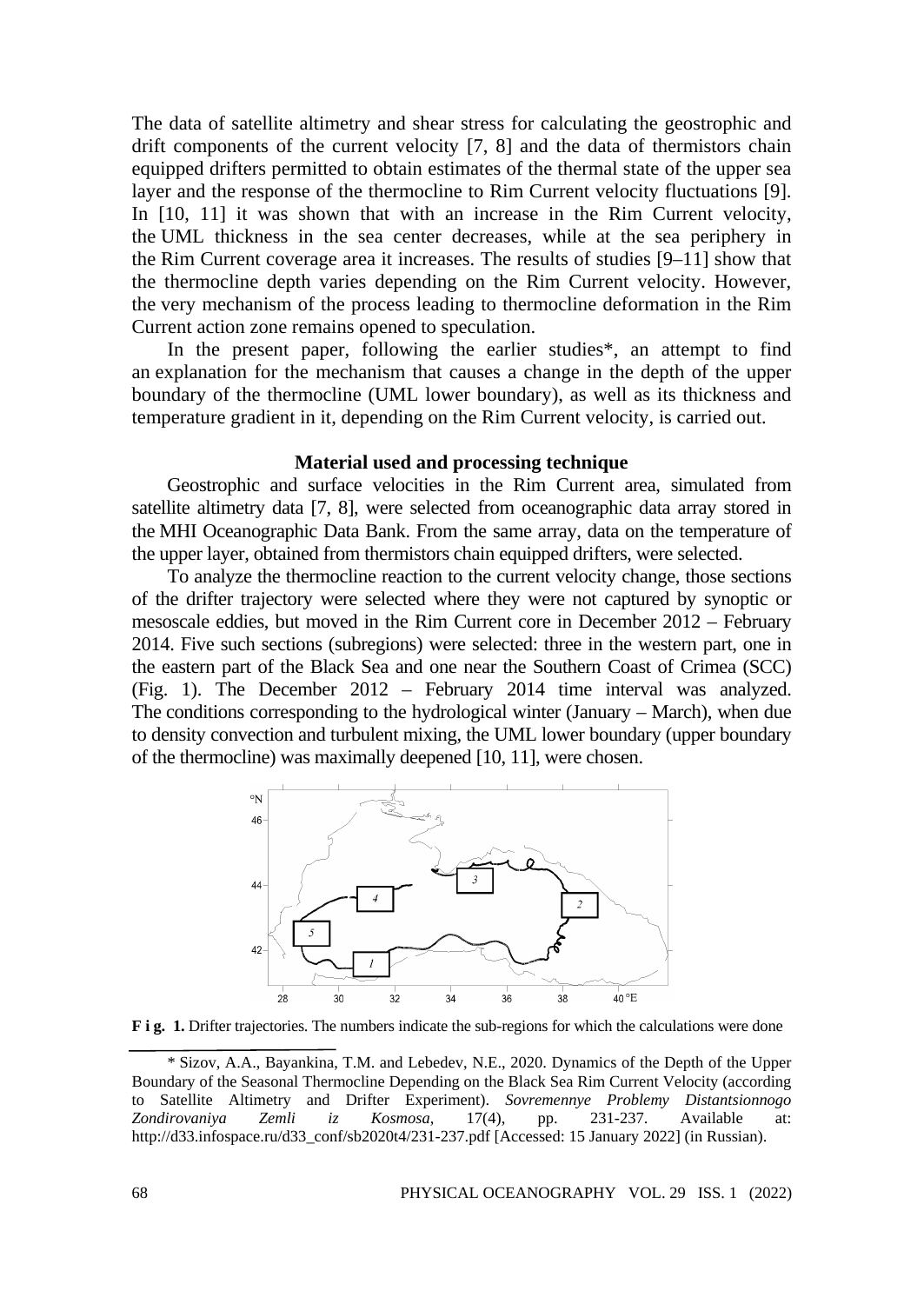The data of satellite altimetry and shear stress for calculating the geostrophic and drift components of the current velocity [7, 8] and the data of thermistors chain equipped drifters permitted to obtain estimates of the thermal state of the upper sea layer and the response of the thermocline to Rim Current velocity fluctuations [9]. In [10, 11] it was shown that with an increase in the Rim Current velocity, the UML thickness in the sea center decreases, while at the sea periphery in the Rim Current coverage area it increases. The results of studies [9–11] show that the thermocline depth varies depending on the Rim Current velocity. However, the very mechanism of the process leading to thermocline deformation in the Rim Current action zone remains opened to speculation.

In the present paper, following the earlier studies*, an attempt to find an explanation for the mechanism that causes a change in the depth of the upper boundary of the thermocline (UML lower boundary), as well as its thickness and temperature gradient in it, depending on the Rim Current velocity, is carried out.

## Material used and processing technique

Geostrophic and surface velocities in the Rim Current area, simulated from satellite altimetry data [7, 8], were selected from oceanographic data array stored in the MHI Oceanographic Data Bank. From the same array, data on the temperature of the upper layer, obtained from thermistors chain equipped drifters, were selected.

To analyze the thermocline reaction to the current velocity change, those sections of the drifter trajectory were selected where they were not captured by synoptic or mesoscale eddies, but moved in the Rim Current core in December 2012 – February 2014. Five such sections (subregions) were selected: three in the western part, one in the eastern part of the Black Sea and one near the Southern Coast of Crimea (SCC) (Fig. 1). The December 2012 – February 2014 time interval was analyzed. The conditions corresponding to the hydrological winter (January – March), when due to density convection and turbulent mixing, the UML lower boundary (upper boundary of the thermocline) was maximally deepened [10, 11], were chosen.

**F i g. 1.** Drifter trajectories. The numbers indicate the sub-regions for which the calculations were done

\* Sizov, A.A., Bayankina, T.M. and Lebedev, N.E., 2020. Dynamics of the Depth of the Upper Boundary of the Seasonal Thermocline Depending on the Black Sea Rim Current Velocity (according to Satellite Altimetry and Drifter Experiment). *Sovremennye Problemy Distantsionnogo Zondirovaniya Zemli iz Kosmosa*, 17(4), pp. 231-237. Available at: http://d33.infospace.ru/d33_conf/sb2020t4/231-237.pdf [Accessed: 15 January 2022] (in Russian).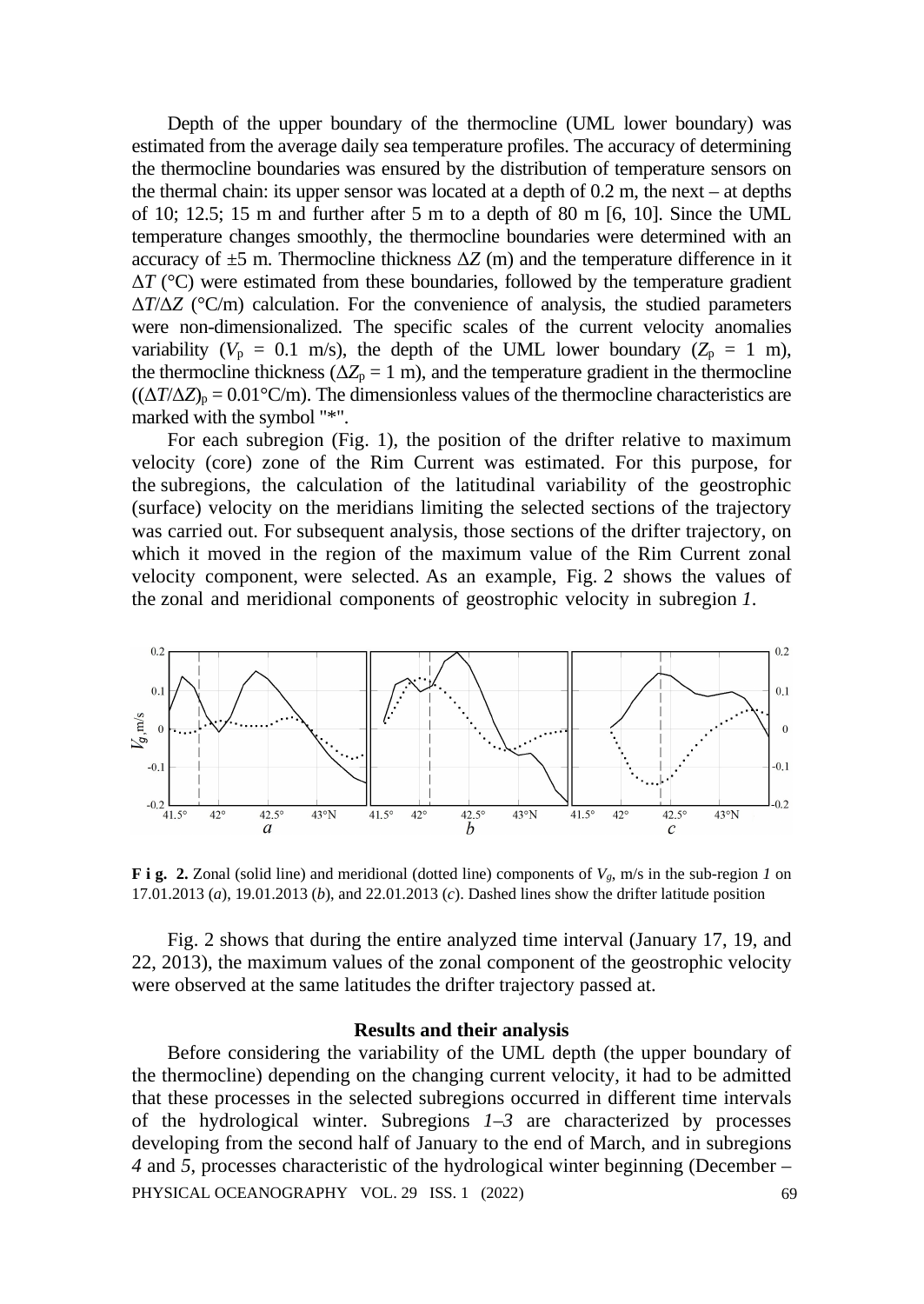Depth of the upper boundary of the thermocline (UML lower boundary) was estimated from the average daily sea temperature profiles. The accuracy of determining the thermocline boundaries was ensured by the distribution of temperature sensors on the thermal chain: its upper sensor was located at a depth of 0.2 m, the next – at depths of 10; 12.5; 15 m and further after 5 m to a depth of 80 m [6, 10]. Since the UML temperature changes smoothly, the thermocline boundaries were determined with an accuracy of ±5 m. Thermocline thickness $\Delta Z$ (m) and the temperature difference in it $\Delta T$ (°C) were estimated from these boundaries, followed by the temperature gradient $\Delta T/\Delta Z$ (°C/m) calculation. For the convenience of analysis, the studied parameters were non-dimensionalized. The specific scales of the current velocity anomalies variability ($V_p$ = 0.1 m/s), the depth of the UML lower boundary ($Z_p$ = 1 m), the thermocline thickness ($\Delta Z_p$ = 1 m), and the temperature gradient in the thermocline ($(\Delta T/\Delta Z)_p$ = 0.01°C/m). The dimensionless values of the thermocline characteristics are marked with the symbol "*".

For each subregion (Fig. 1), the position of the drifter relative to maximum velocity (core) zone of the Rim Current was estimated. For this purpose, for the subregions, the calculation of the latitudinal variability of the geostrophic (surface) velocity on the meridians limiting the selected sections of the trajectory was carried out. For subsequent analysis, those sections of the drifter trajectory, on which it moved in the region of the maximum value of the Rim Current zonal velocity component, were selected. As an example, Fig. 2 shows the values of the zonal and meridional components of geostrophic velocity in subregion *1*.

**F i g. 2.** Zonal (solid line) and meridional (dotted line) components of $V_g$, m/s in the sub-region *1* on 17.01.2013 (*a*), 19.01.2013 (*b*), and 22.01.2013 (*c*). Dashed lines show the drifter latitude position

Fig. 2 shows that during the entire analyzed time interval (January 17, 19, and 22, 2013), the maximum values of the zonal component of the geostrophic velocity were observed at the same latitudes the drifter trajectory passed at.

## Results and their analysis

Before considering the variability of the UML depth (the upper boundary of the thermocline) depending on the changing current velocity, it had to be admitted that these processes in the selected subregions occurred in different time intervals of the hydrological winter. Subregions *1–3* are characterized by processes developing from the second half of January to the end of March, and in subregions *4* and *5*, processes characteristic of the hydrological winter beginning (December –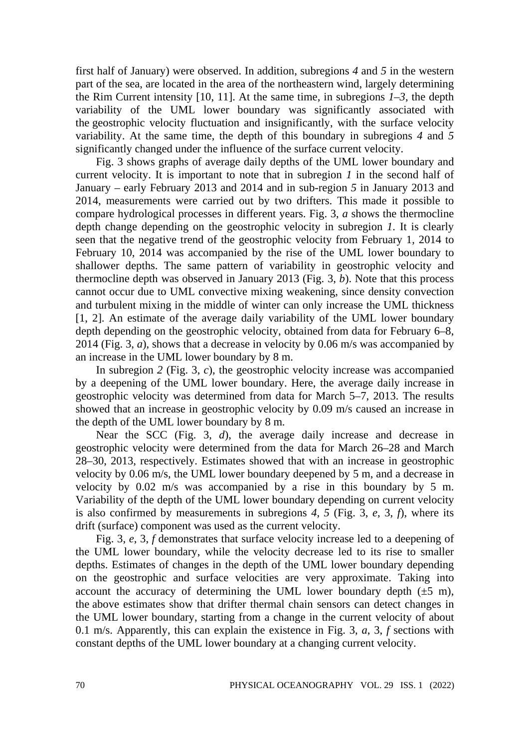first half of January) were observed. In addition, subregions *4* and *5* in the western part of the sea, are located in the area of the northeastern wind, largely determining the Rim Current intensity [10, 11]. At the same time, in subregions *1*–*3*, the depth variability of the UML lower boundary was significantly associated with the geostrophic velocity fluctuation and insignificantly, with the surface velocity variability. At the same time, the depth of this boundary in subregions *4* and *5* significantly changed under the influence of the surface current velocity.

Fig. 3 shows graphs of average daily depths of the UML lower boundary and current velocity. It is important to note that in subregion *1* in the second half of January – early February 2013 and 2014 and in sub-region *5* in January 2013 and 2014, measurements were carried out by two drifters. This made it possible to compare hydrological processes in different years. Fig. 3, *a* shows the thermocline depth change depending on the geostrophic velocity in subregion *1*. It is clearly seen that the negative trend of the geostrophic velocity from February 1, 2014 to February 10, 2014 was accompanied by the rise of the UML lower boundary to shallower depths. The same pattern of variability in geostrophic velocity and thermocline depth was observed in January 2013 (Fig. 3, *b*). Note that this process cannot occur due to UML convective mixing weakening, since density convection and turbulent mixing in the middle of winter can only increase the UML thickness [1, 2]. An estimate of the average daily variability of the UML lower boundary depth depending on the geostrophic velocity, obtained from data for February 6–8, 2014 (Fig. 3, *a*), shows that a decrease in velocity by 0.06 m/s was accompanied by an increase in the UML lower boundary by 8 m.

In subregion *2* (Fig. 3, *c*), the geostrophic velocity increase was accompanied by a deepening of the UML lower boundary. Here, the average daily increase in geostrophic velocity was determined from data for March 5–7, 2013. The results showed that an increase in geostrophic velocity by 0.09 m/s caused an increase in the depth of the UML lower boundary by 8 m.

Near the SCC (Fig. 3, *d*), the average daily increase and decrease in geostrophic velocity were determined from the data for March 26–28 and March 28–30, 2013, respectively. Estimates showed that with an increase in geostrophic velocity by 0.06 m/s, the UML lower boundary deepened by 5 m, and a decrease in velocity by 0.02 m/s was accompanied by a rise in this boundary by 5 m. Variability of the depth of the UML lower boundary depending on current velocity is also confirmed by measurements in subregions *4*, *5* (Fig. 3, *e*, 3, *f*), where its drift (surface) component was used as the current velocity.

Fig. 3, *e*, 3, *f* demonstrates that surface velocity increase led to a deepening of the UML lower boundary, while the velocity decrease led to its rise to smaller depths. Estimates of changes in the depth of the UML lower boundary depending on the geostrophic and surface velocities are very approximate. Taking into account the accuracy of determining the UML lower boundary depth (±5 m), the above estimates show that drifter thermal chain sensors can detect changes in the UML lower boundary, starting from a change in the current velocity of about 0.1 m/s. Apparently, this can explain the existence in Fig. 3, *a*, 3, *f* sections with constant depths of the UML lower boundary at a changing current velocity.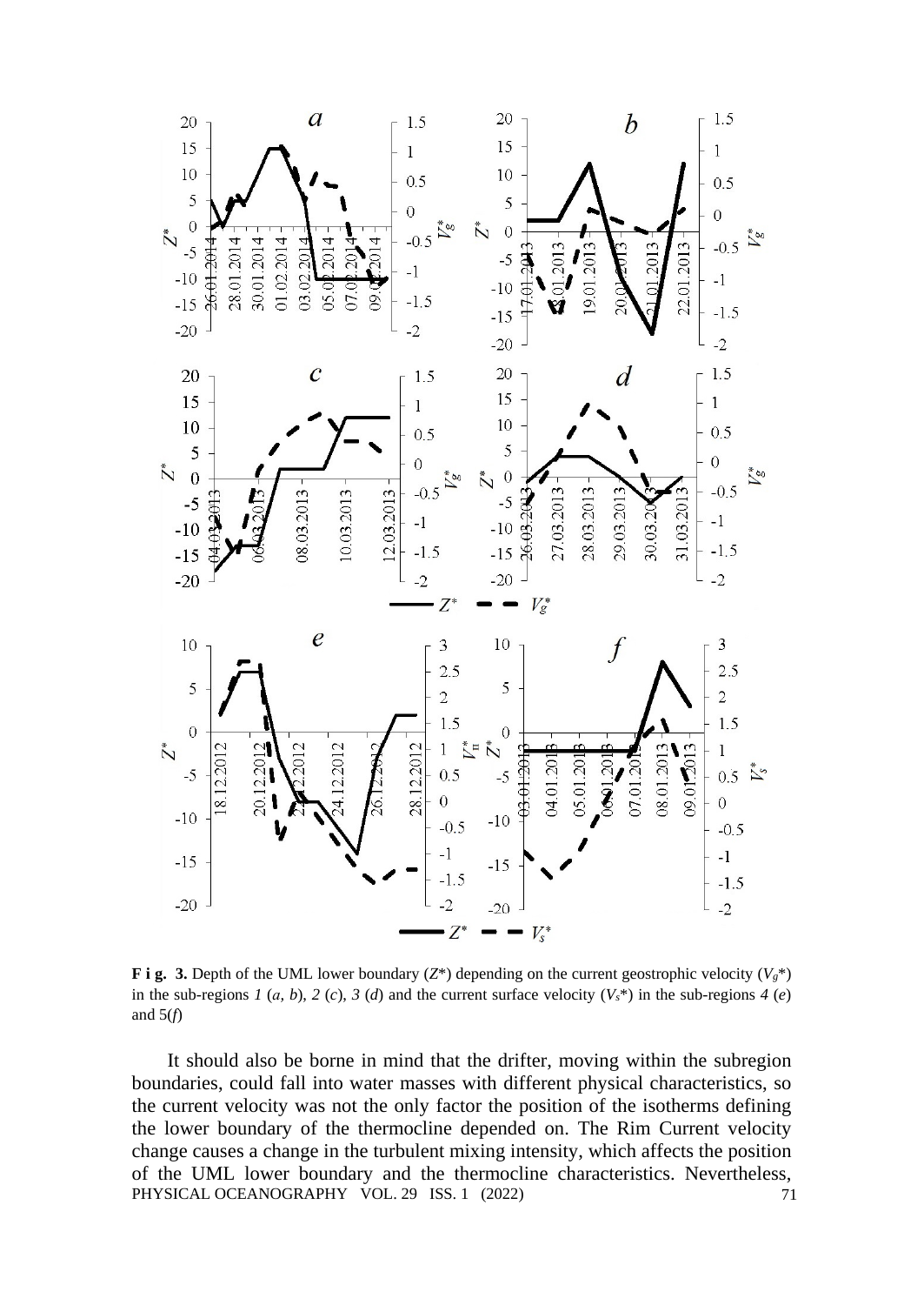**F i g. 3.** Depth of the UML lower boundary ($Z^*$) depending on the current geostrophic velocity ($V_g^*$) in the sub-regions *1* (*a*, *b*), *2* (*c*), *3* (*d*) and the current surface velocity ($V_s^*$) in the sub-regions *4* (*e*) and 5(*f*)

It should also be borne in mind that the drifter, moving within the subregion boundaries, could fall into water masses with different physical characteristics, so the current velocity was not the only factor the position of the isotherms defining the lower boundary of the thermocline depended on. The Rim Current velocity change causes a change in the turbulent mixing intensity, which affects the position of the UML lower boundary and the thermocline characteristics. Nevertheless,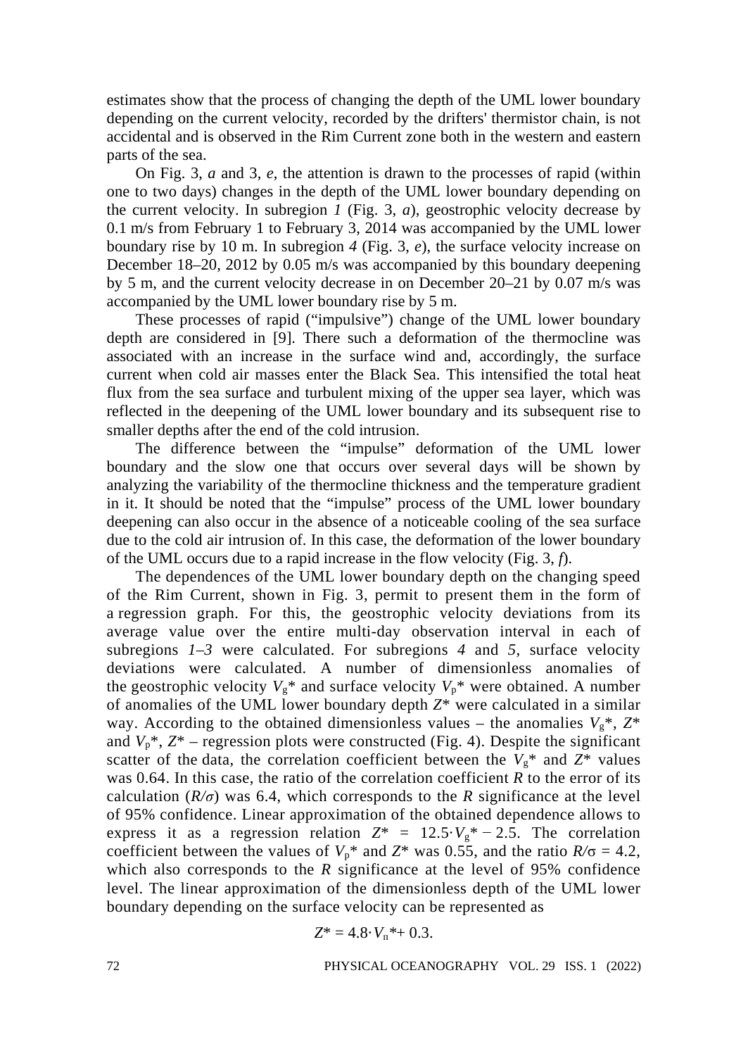estimates show that the process of changing the depth of the UML lower boundary depending on the current velocity, recorded by the drifters' thermistor chain, is not accidental and is observed in the Rim Current zone both in the western and eastern parts of the sea.

On Fig. 3, *a* and 3, *e*, the attention is drawn to the processes of rapid (within one to two days) changes in the depth of the UML lower boundary depending on the current velocity. In subregion *1* (Fig. 3, *a*), geostrophic velocity decrease by 0.1 m/s from February 1 to February 3, 2014 was accompanied by the UML lower boundary rise by 10 m. In subregion *4* (Fig. 3, *e*), the surface velocity increase on December 18–20, 2012 by 0.05 m/s was accompanied by this boundary deepening by 5 m, and the current velocity decrease in on December 20–21 by 0.07 m/s was accompanied by the UML lower boundary rise by 5 m.

These processes of rapid ("impulsive") change of the UML lower boundary depth are considered in [9]. There such a deformation of the thermocline was associated with an increase in the surface wind and, accordingly, the surface current when cold air masses enter the Black Sea. This intensified the total heat flux from the sea surface and turbulent mixing of the upper sea layer, which was reflected in the deepening of the UML lower boundary and its subsequent rise to smaller depths after the end of the cold intrusion.

The difference between the "impulse" deformation of the UML lower boundary and the slow one that occurs over several days will be shown by analyzing the variability of the thermocline thickness and the temperature gradient in it. It should be noted that the "impulse" process of the UML lower boundary deepening can also occur in the absence of a noticeable cooling of the sea surface due to the cold air intrusion of. In this case, the deformation of the lower boundary of the UML occurs due to a rapid increase in the flow velocity (Fig. 3, *f*).

The dependences of the UML lower boundary depth on the changing speed of the Rim Current, shown in Fig. 3, permit to present them in the form of a regression graph. For this, the geostrophic velocity deviations from its average value over the entire multi-day observation interval in each of subregions *1–3* were calculated. For subregions *4* and *5*, surface velocity deviations were calculated. A number of dimensionless anomalies of the geostrophic velocity $V_g$* and surface velocity $V_p$* were obtained. A number of anomalies of the UML lower boundary depth $Z$* were calculated in a similar way. According to the obtained dimensionless values – the anomalies $V_g$*, $Z$* and $V_p$*, $Z$* – regression plots were constructed (Fig. 4). Despite the significant scatter of the data, the correlation coefficient between the $V_g$* and $Z$* values was 0.64. In this case, the ratio of the correlation coefficient $R$ to the error of its calculation ($R/\sigma$) was 6.4, which corresponds to the $R$ significance at the level of 95% confidence. Linear approximation of the obtained dependence allows to express it as a regression relation $Z^* = 12.5 \cdot V_g^* - 2.5$. The correlation coefficient between the values of $V_p$* and $Z$* was 0.55, and the ratio $R/\sigma = 4.2$, which also corresponds to the $R$ significance at the level of 95% confidence level. The linear approximation of the dimensionless depth of the UML lower boundary depending on the surface velocity can be represented as

$$Z^* = 4.8 \cdot V_п^* + 0.3.$$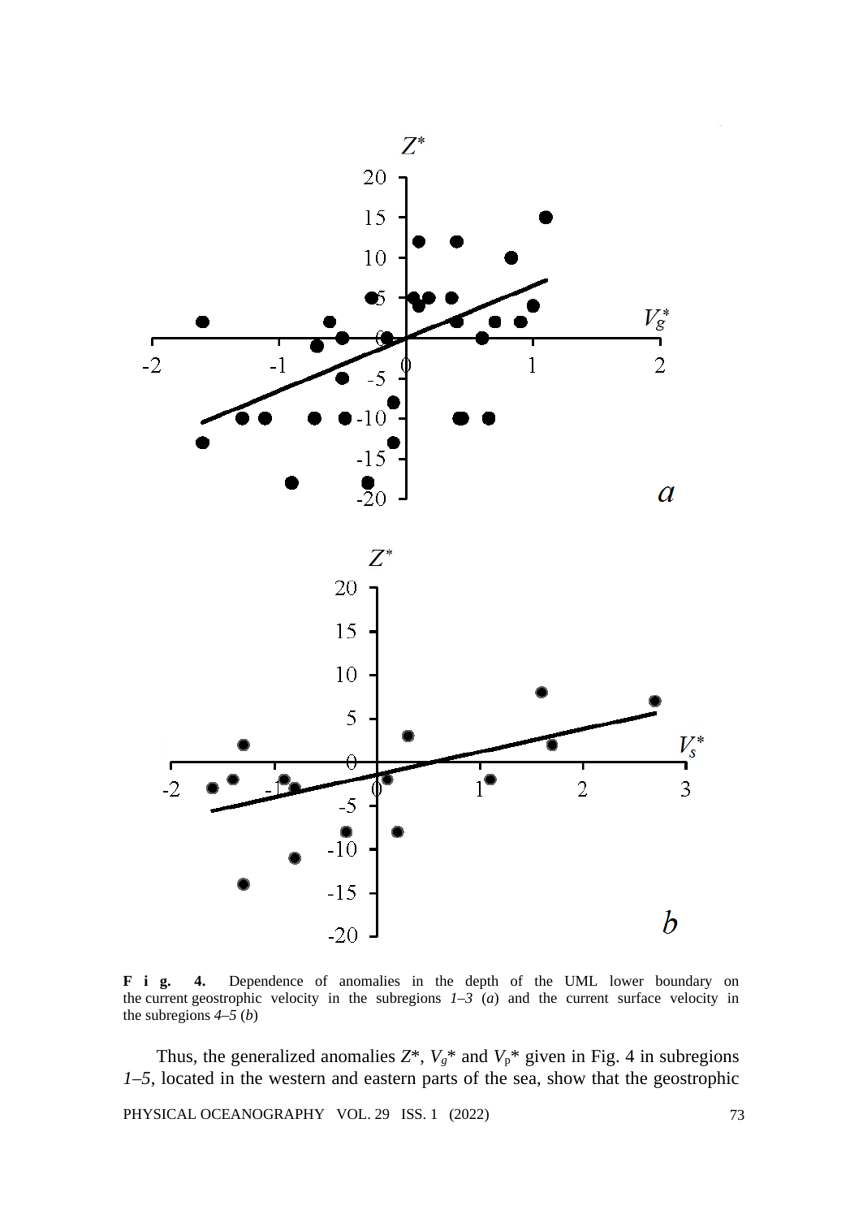**F i g. 4.** Dependence of anomalies in the depth of the UML lower boundary on the current geostrophic velocity in the subregions *1–3* (*a*) and the current surface velocity in the subregions *4–5* (*b*)

Thus, the generalized anomalies $Z^*$, $V_g^*$ and $V_p^*$ given in Fig. 4 in subregions *1–5*, located in the western and eastern parts of the sea, show that the geostrophic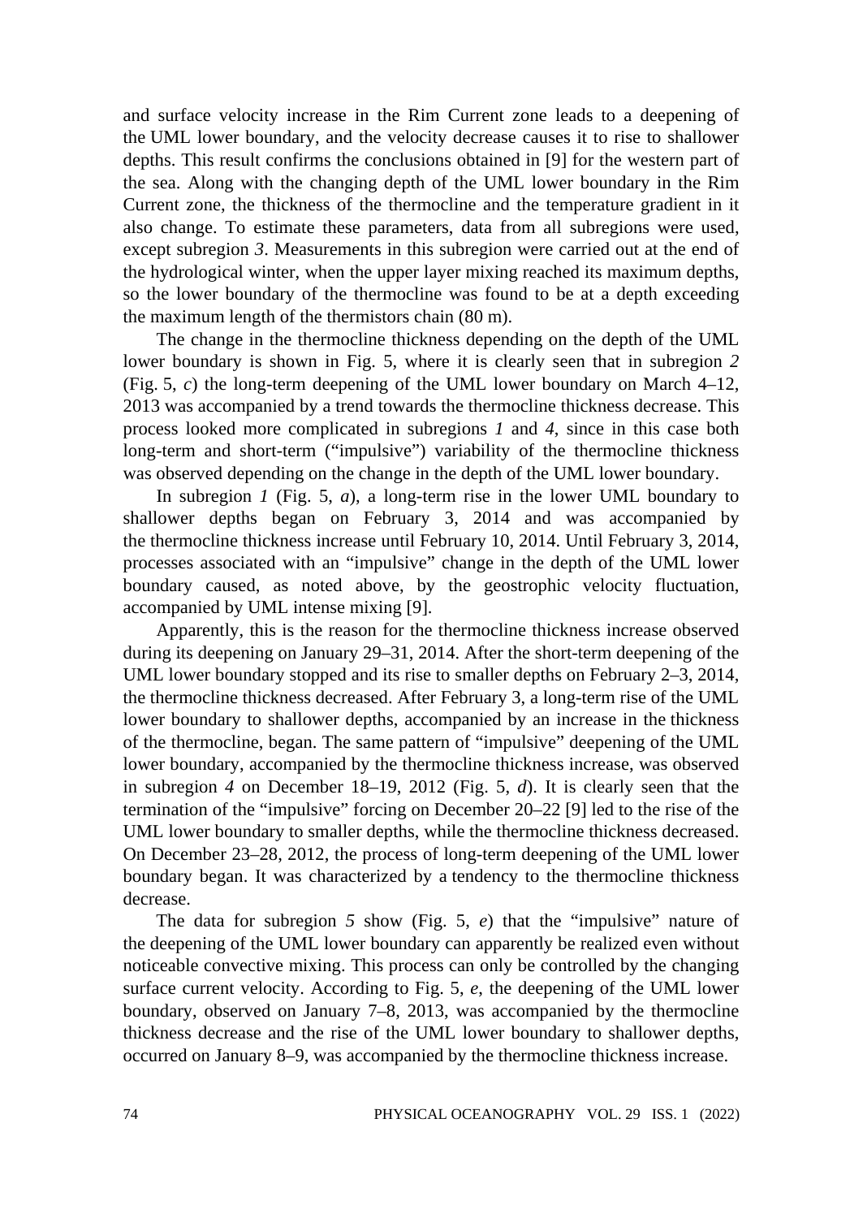and surface velocity increase in the Rim Current zone leads to a deepening of the UML lower boundary, and the velocity decrease causes it to rise to shallower depths. This result confirms the conclusions obtained in [9] for the western part of the sea. Along with the changing depth of the UML lower boundary in the Rim Current zone, the thickness of the thermocline and the temperature gradient in it also change. To estimate these parameters, data from all subregions were used, except subregion *3*. Measurements in this subregion were carried out at the end of the hydrological winter, when the upper layer mixing reached its maximum depths, so the lower boundary of the thermocline was found to be at a depth exceeding the maximum length of the thermistors chain (80 m).

The change in the thermocline thickness depending on the depth of the UML lower boundary is shown in Fig. 5, where it is clearly seen that in subregion *2* (Fig. 5, *c*) the long-term deepening of the UML lower boundary on March 4–12, 2013 was accompanied by a trend towards the thermocline thickness decrease. This process looked more complicated in subregions *1* and *4*, since in this case both long-term and short-term ("impulsive") variability of the thermocline thickness was observed depending on the change in the depth of the UML lower boundary.

In subregion *1* (Fig. 5, *a*), a long-term rise in the lower UML boundary to shallower depths began on February 3, 2014 and was accompanied by the thermocline thickness increase until February 10, 2014. Until February 3, 2014, processes associated with an "impulsive" change in the depth of the UML lower boundary caused, as noted above, by the geostrophic velocity fluctuation, accompanied by UML intense mixing [9].

Apparently, this is the reason for the thermocline thickness increase observed during its deepening on January 29–31, 2014. After the short-term deepening of the UML lower boundary stopped and its rise to smaller depths on February 2–3, 2014, the thermocline thickness decreased. After February 3, a long-term rise of the UML lower boundary to shallower depths, accompanied by an increase in the thickness of the thermocline, began. The same pattern of "impulsive" deepening of the UML lower boundary, accompanied by the thermocline thickness increase, was observed in subregion *4* on December 18–19, 2012 (Fig. 5, *d*). It is clearly seen that the termination of the "impulsive" forcing on December 20–22 [9] led to the rise of the UML lower boundary to smaller depths, while the thermocline thickness decreased. On December 23–28, 2012, the process of long-term deepening of the UML lower boundary began. It was characterized by a tendency to the thermocline thickness decrease.

The data for subregion *5* show (Fig. 5, *e*) that the "impulsive" nature of the deepening of the UML lower boundary can apparently be realized even without noticeable convective mixing. This process can only be controlled by the changing surface current velocity. According to Fig. 5, *e*, the deepening of the UML lower boundary, observed on January 7–8, 2013, was accompanied by the thermocline thickness decrease and the rise of the UML lower boundary to shallower depths, occurred on January 8–9, was accompanied by the thermocline thickness increase.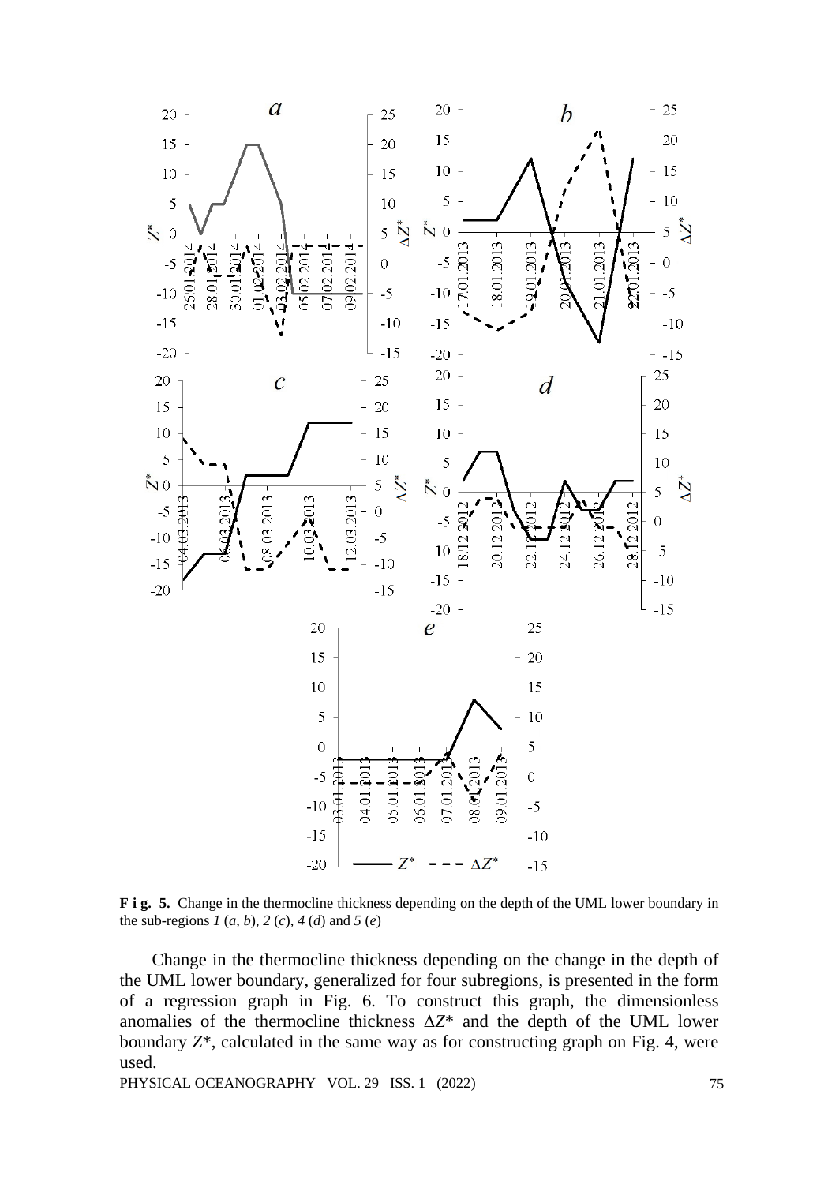**F i g. 5.** Change in the thermocline thickness depending on the depth of the UML lower boundary in the sub-regions *1* (*a*, *b*), *2* (*c*), *4* (*d*) and *5* (*e*)

Change in the thermocline thickness depending on the change in the depth of the UML lower boundary, generalized for four subregions, is presented in the form of a regression graph in Fig. 6. To construct this graph, the dimensionless anomalies of the thermocline thickness $\Delta Z^*$ and the depth of the UML lower boundary $Z^*$, calculated in the same way as for constructing graph on Fig. 4, were used.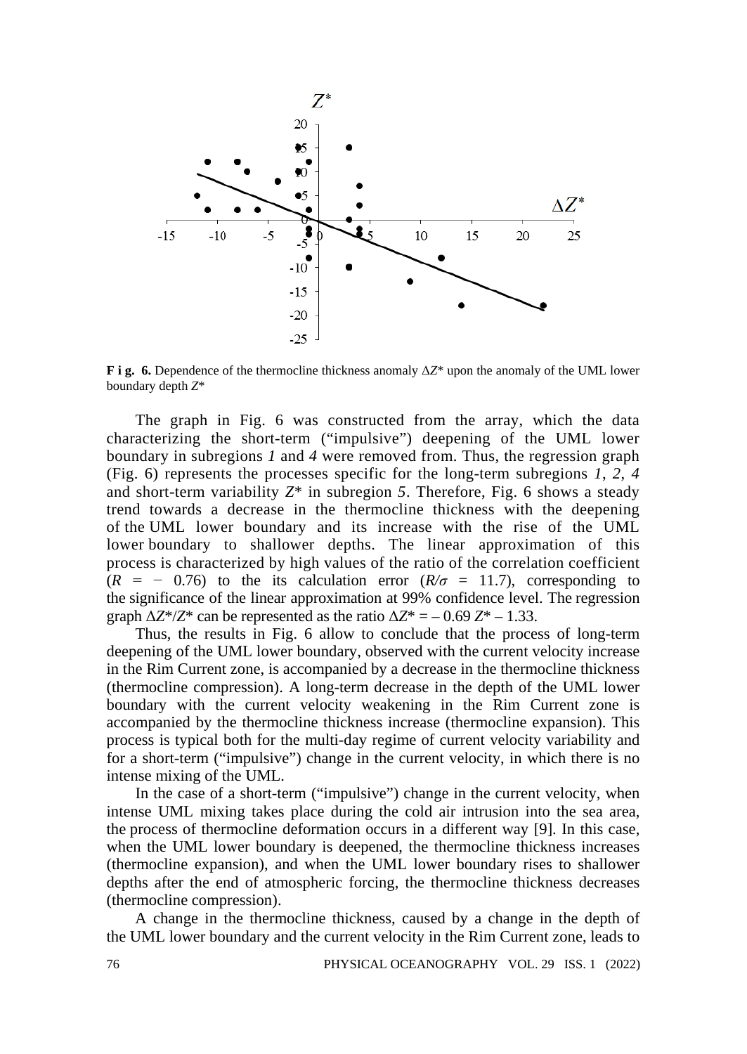**F i g. 6.** Dependence of the thermocline thickness anomaly $\Delta Z^*$ upon the anomaly of the UML lower boundary depth $Z^*$

The graph in Fig. 6 was constructed from the array, which the data characterizing the short-term ("impulsive") deepening of the UML lower boundary in subregions *1* and *4* were removed from. Thus, the regression graph (Fig. 6) represents the processes specific for the long-term subregions *1*, *2*, *4* and short-term variability $Z^*$ in subregion *5*. Therefore, Fig. 6 shows a steady trend towards a decrease in the thermocline thickness with the deepening of the UML lower boundary and its increase with the rise of the UML lower boundary to shallower depths. The linear approximation of this process is characterized by high values of the ratio of the correlation coefficient ($R = -0.76$) to the its calculation error ($R/\sigma = 11.7$), corresponding to the significance of the linear approximation at 99% confidence level. The regression graph $\Delta Z^*/Z^*$ can be represented as the ratio $\Delta Z^* = -0.69\, Z^* - 1.33$.

Thus, the results in Fig. 6 allow to conclude that the process of long-term deepening of the UML lower boundary, observed with the current velocity increase in the Rim Current zone, is accompanied by a decrease in the thermocline thickness (thermocline compression). A long-term decrease in the depth of the UML lower boundary with the current velocity weakening in the Rim Current zone is accompanied by the thermocline thickness increase (thermocline expansion). This process is typical both for the multi-day regime of current velocity variability and for a short-term ("impulsive") change in the current velocity, in which there is no intense mixing of the UML.

In the case of a short-term ("impulsive") change in the current velocity, when intense UML mixing takes place during the cold air intrusion into the sea area, the process of thermocline deformation occurs in a different way [9]. In this case, when the UML lower boundary is deepened, the thermocline thickness increases (thermocline expansion), and when the UML lower boundary rises to shallower depths after the end of atmospheric forcing, the thermocline thickness decreases (thermocline compression).

A change in the thermocline thickness, caused by a change in the depth of the UML lower boundary and the current velocity in the Rim Current zone, leads to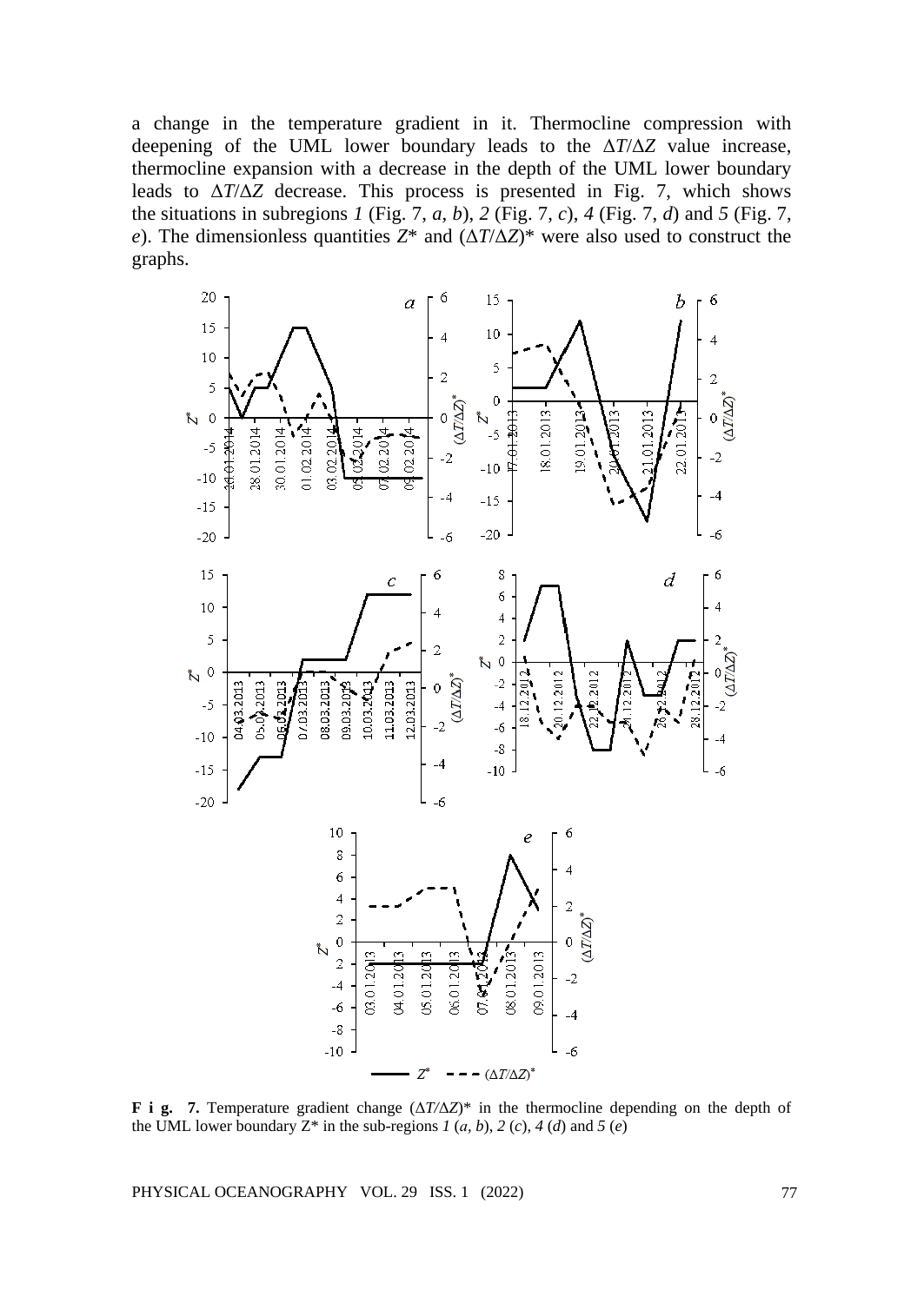a change in the temperature gradient in it. Thermocline compression with deepening of the UML lower boundary leads to the $\Delta T/\Delta Z$ value increase, thermocline expansion with a decrease in the depth of the UML lower boundary leads to $\Delta T/\Delta Z$ decrease. This process is presented in Fig. 7, which shows the situations in subregions *1* (Fig. 7, *a*, *b*), *2* (Fig. 7, *c*), *4* (Fig. 7, *d*) and *5* (Fig. 7, *e*). The dimensionless quantities $Z^*$ and $(\Delta T/\Delta Z)^*$ were also used to construct the graphs.

**F i g. 7.** Temperature gradient change $(\Delta T/\Delta Z)^*$ in the thermocline depending on the depth of the UML lower boundary $Z^*$ in the sub-regions *1* (*a*, *b*), *2* (*c*), *4* (*d*) and *5* (*e*)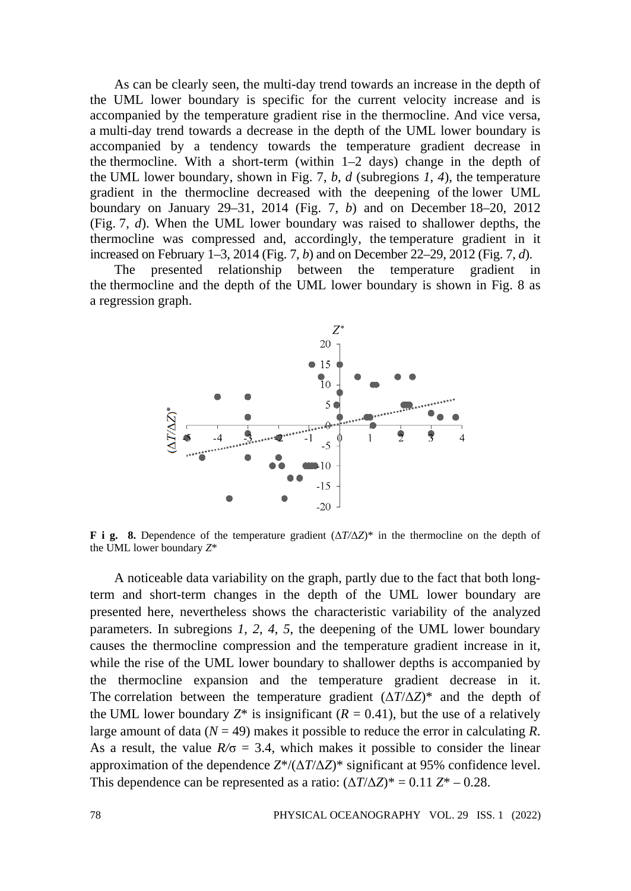As can be clearly seen, the multi-day trend towards an increase in the depth of the UML lower boundary is specific for the current velocity increase and is accompanied by the temperature gradient rise in the thermocline. And vice versa, a multi-day trend towards a decrease in the depth of the UML lower boundary is accompanied by a tendency towards the temperature gradient decrease in the thermocline. With a short-term (within 1–2 days) change in the depth of the UML lower boundary, shown in Fig. 7, *b*, *d* (subregions *1*, *4*), the temperature gradient in the thermocline decreased with the deepening of the lower UML boundary on January 29–31, 2014 (Fig. 7, *b*) and on December 18–20, 2012 (Fig. 7, *d*). When the UML lower boundary was raised to shallower depths, the thermocline was compressed and, accordingly, the temperature gradient in it increased on February 1–3, 2014 (Fig. 7, *b*) and on December 22–29, 2012 (Fig. 7, *d*).

The presented relationship between the temperature gradient in the thermocline and the depth of the UML lower boundary is shown in Fig. 8 as a regression graph.

**F i g. 8.** Dependence of the temperature gradient $(\Delta T/\Delta Z)^*$ in the thermocline on the depth of the UML lower boundary $Z^*$

A noticeable data variability on the graph, partly due to the fact that both long-term and short-term changes in the depth of the UML lower boundary are presented here, nevertheless shows the characteristic variability of the analyzed parameters. In subregions *1*, *2*, *4*, *5*, the deepening of the UML lower boundary causes the thermocline compression and the temperature gradient increase in it, while the rise of the UML lower boundary to shallower depths is accompanied by the thermocline expansion and the temperature gradient decrease in it. The correlation between the temperature gradient $(\Delta T/\Delta Z)^*$ and the depth of the UML lower boundary $Z^*$ is insignificant ($R = 0.41$), but the use of a relatively large amount of data ($N = 49$) makes it possible to reduce the error in calculating $R$. As a result, the value $R/\sigma = 3.4$, which makes it possible to consider the linear approximation of the dependence $Z^*/(\Delta T/\Delta Z)^*$ significant at 95% confidence level. This dependence can be represented as a ratio: $(\Delta T/\Delta Z)^* = 0.11\ Z^* - 0.28$.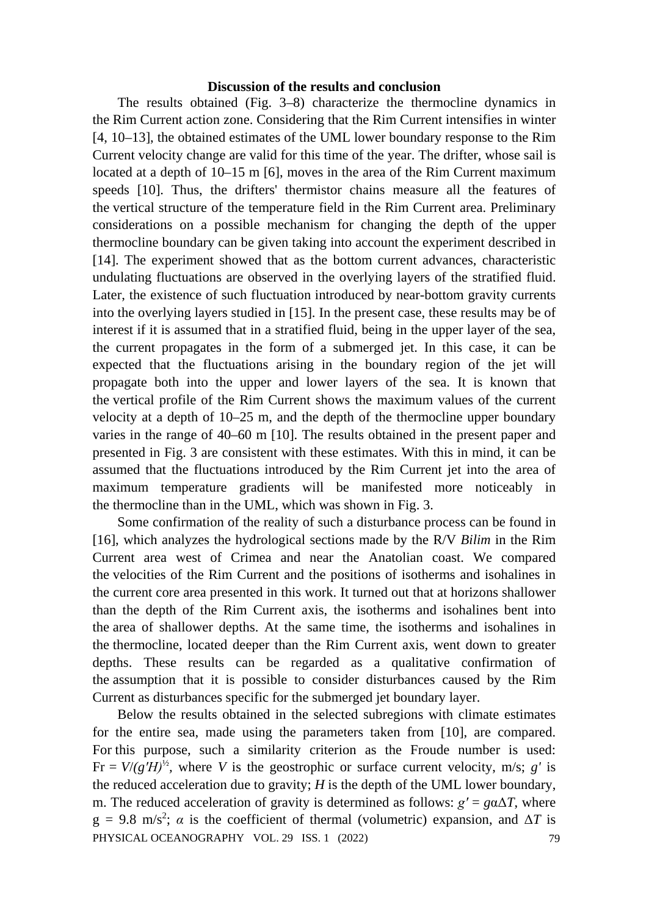## Discussion of the results and conclusion

The results obtained (Fig. 3–8) characterize the thermocline dynamics in the Rim Current action zone. Considering that the Rim Current intensifies in winter [4, 10–13], the obtained estimates of the UML lower boundary response to the Rim Current velocity change are valid for this time of the year. The drifter, whose sail is located at a depth of 10–15 m [6], moves in the area of the Rim Current maximum speeds [10]. Thus, the drifters' thermistor chains measure all the features of the vertical structure of the temperature field in the Rim Current area. Preliminary considerations on a possible mechanism for changing the depth of the upper thermocline boundary can be given taking into account the experiment described in [14]. The experiment showed that as the bottom current advances, characteristic undulating fluctuations are observed in the overlying layers of the stratified fluid. Later, the existence of such fluctuation introduced by near-bottom gravity currents into the overlying layers studied in [15]. In the present case, these results may be of interest if it is assumed that in a stratified fluid, being in the upper layer of the sea, the current propagates in the form of a submerged jet. In this case, it can be expected that the fluctuations arising in the boundary region of the jet will propagate both into the upper and lower layers of the sea. It is known that the vertical profile of the Rim Current shows the maximum values of the current velocity at a depth of 10–25 m, and the depth of the thermocline upper boundary varies in the range of 40–60 m [10]. The results obtained in the present paper and presented in Fig. 3 are consistent with these estimates. With this in mind, it can be assumed that the fluctuations introduced by the Rim Current jet into the area of maximum temperature gradients will be manifested more noticeably in the thermocline than in the UML, which was shown in Fig. 3.

Some confirmation of the reality of such a disturbance process can be found in [16], which analyzes the hydrological sections made by the R/V *Bilim* in the Rim Current area west of Crimea and near the Anatolian coast. We compared the velocities of the Rim Current and the positions of isotherms and isohalines in the current core area presented in this work. It turned out that at horizons shallower than the depth of the Rim Current axis, the isotherms and isohalines bent into the area of shallower depths. At the same time, the isotherms and isohalines in the thermocline, located deeper than the Rim Current axis, went down to greater depths. These results can be regarded as a qualitative confirmation of the assumption that it is possible to consider disturbances caused by the Rim Current as disturbances specific for the submerged jet boundary layer.

Below the results obtained in the selected subregions with climate estimates for the entire sea, made using the parameters taken from [10], are compared. For this purpose, such a similarity criterion as the Froude number is used: $\mathrm{Fr} = V/(g'H)^{1/2}$, where $V$ is the geostrophic or surface current velocity, m/s; $g'$ is the reduced acceleration due to gravity; $H$ is the depth of the UML lower boundary, m. The reduced acceleration of gravity is determined as follows: $g' = g\alpha\Delta T$, where $g = 9.8$ m/s$^2$; $\alpha$ is the coefficient of thermal (volumetric) expansion, and $\Delta T$ is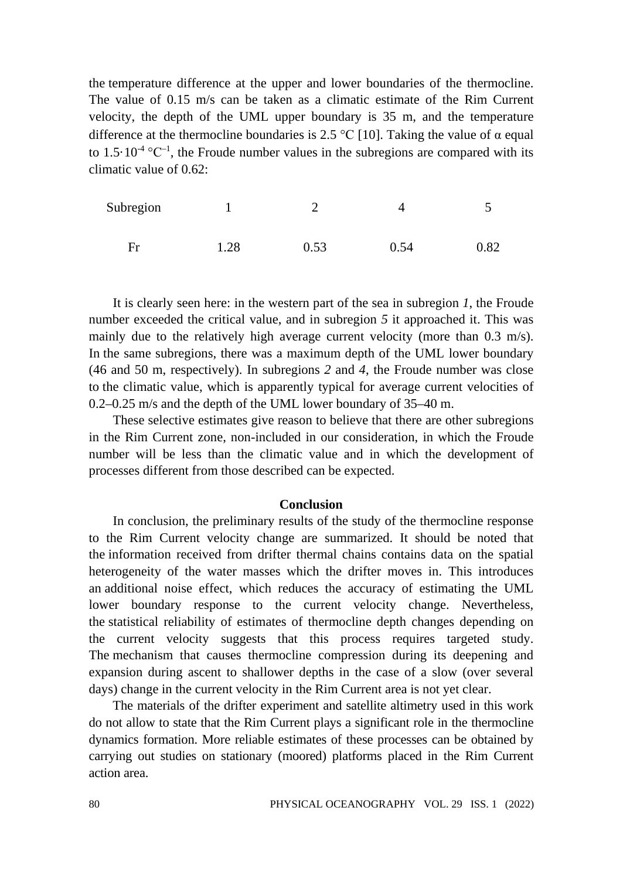the temperature difference at the upper and lower boundaries of the thermocline. The value of 0.15 m/s can be taken as a climatic estimate of the Rim Current velocity, the depth of the UML upper boundary is 35 m, and the temperature difference at the thermocline boundaries is 2.5 °C [10]. Taking the value of α equal to $1.5 \cdot 10^{-4}$ °C$^{-1}$, the Froude number values in the subregions are compared with its climatic value of 0.62:

| Subregion | 1 | 2 | 4 | 5 |
|---|---|---|---|---|
| Fr | 1.28 | 0.53 | 0.54 | 0.82 |

It is clearly seen here: in the western part of the sea in subregion *1*, the Froude number exceeded the critical value, and in subregion *5* it approached it. This was mainly due to the relatively high average current velocity (more than 0.3 m/s). In the same subregions, there was a maximum depth of the UML lower boundary (46 and 50 m, respectively). In subregions *2* and *4*, the Froude number was close to the climatic value, which is apparently typical for average current velocities of 0.2–0.25 m/s and the depth of the UML lower boundary of 35–40 m.

These selective estimates give reason to believe that there are other subregions in the Rim Current zone, non-included in our consideration, in which the Froude number will be less than the climatic value and in which the development of processes different from those described can be expected.

## Conclusion

In conclusion, the preliminary results of the study of the thermocline response to the Rim Current velocity change are summarized. It should be noted that the information received from drifter thermal chains contains data on the spatial heterogeneity of the water masses which the drifter moves in. This introduces an additional noise effect, which reduces the accuracy of estimating the UML lower boundary response to the current velocity change. Nevertheless, the statistical reliability of estimates of thermocline depth changes depending on the current velocity suggests that this process requires targeted study. The mechanism that causes thermocline compression during its deepening and expansion during ascent to shallower depths in the case of a slow (over several days) change in the current velocity in the Rim Current area is not yet clear.

The materials of the drifter experiment and satellite altimetry used in this work do not allow to state that the Rim Current plays a significant role in the thermocline dynamics formation. More reliable estimates of these processes can be obtained by carrying out studies on stationary (moored) platforms placed in the Rim Current action area.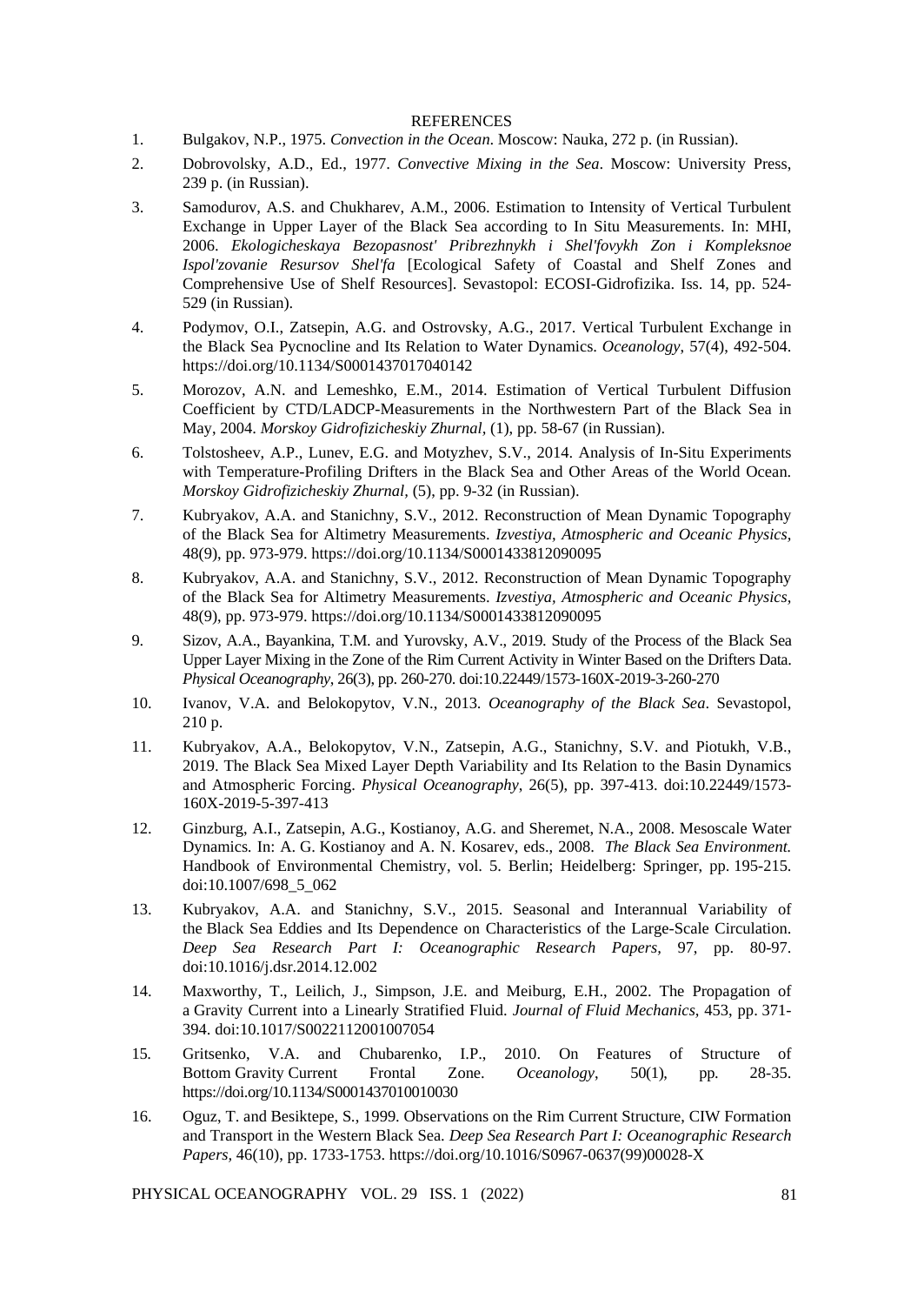## REFERENCES

1. Bulgakov, N.P., 1975. *Convection in the Ocean*. Moscow: Nauka, 272 p. (in Russian).
2. Dobrovolsky, A.D., Ed., 1977. *Convective Mixing in the Sea*. Moscow: University Press, 239 p. (in Russian).
3. Samodurov, A.S. and Chukharev, A.M., 2006. Estimation to Intensity of Vertical Turbulent Exchange in Upper Layer of the Black Sea according to In Situ Measurements. In: MHI, 2006. *Ekologicheskaya Bezopasnost' Pribrezhnykh i Shel'fovykh Zon i Kompleksnoe Ispol'zovanie Resursov Shel'fa* [Ecological Safety of Coastal and Shelf Zones and Comprehensive Use of Shelf Resources]. Sevastopol: ECOSI-Gidrofizika. Iss. 14, pp. 524-529 (in Russian).
4. Podymov, O.I., Zatsepin, A.G. and Ostrovsky, A.G., 2017. Vertical Turbulent Exchange in the Black Sea Pycnocline and Its Relation to Water Dynamics. *Oceanology*, 57(4), 492-504. https://doi.org/10.1134/S0001437017040142
5. Morozov, A.N. and Lemeshko, E.M., 2014. Estimation of Vertical Turbulent Diffusion Coefficient by CTD/LADCP-Measurements in the Northwestern Part of the Black Sea in May, 2004. *Morskoy Gidrofizicheskiy Zhurnal*, (1), pp. 58-67 (in Russian).
6. Tolstosheev, A.P., Lunev, E.G. and Motyzhev, S.V., 2014. Analysis of In-Situ Experiments with Temperature-Profiling Drifters in the Black Sea and Other Areas of the World Ocean. *Morskoy Gidrofizicheskiy Zhurnal*, (5), pp. 9-32 (in Russian).
7. Kubryakov, A.A. and Stanichny, S.V., 2012. Reconstruction of Mean Dynamic Topography of the Black Sea for Altimetry Measurements. *Izvestiya, Atmospheric and Oceanic Physics*, 48(9), pp. 973-979. https://doi.org/10.1134/S0001433812090095
8. Kubryakov, A.A. and Stanichny, S.V., 2012. Reconstruction of Mean Dynamic Topography of the Black Sea for Altimetry Measurements. *Izvestiya, Atmospheric and Oceanic Physics*, 48(9), pp. 973-979. https://doi.org/10.1134/S0001433812090095
9. Sizov, A.A., Bayankina, T.M. and Yurovsky, A.V., 2019. Study of the Process of the Black Sea Upper Layer Mixing in the Zone of the Rim Current Activity in Winter Based on the Drifters Data. *Physical Oceanography*, 26(3), pp. 260-270. doi:10.22449/1573-160X-2019-3-260-270
10. Ivanov, V.A. and Belokopytov, V.N., 2013. *Oceanography of the Black Sea*. Sevastopol, 210 p.
11. Kubryakov, A.A., Belokopytov, V.N., Zatsepin, A.G., Stanichny, S.V. and Piotukh, V.B., 2019. The Black Sea Mixed Layer Depth Variability and Its Relation to the Basin Dynamics and Atmospheric Forcing. *Physical Oceanography*, 26(5), pp. 397-413. doi:10.22449/1573-160X-2019-5-397-413
12. Ginzburg, A.I., Zatsepin, A.G., Kostianoy, A.G. and Sheremet, N.A., 2008. Mesoscale Water Dynamics. In: A. G. Kostianoy and A. N. Kosarev, eds., 2008. *The Black Sea Environment.* Handbook of Environmental Chemistry, vol. 5. Berlin; Heidelberg: Springer, pp. 195-215. doi:10.1007/698_5_062
13. Kubryakov, A.A. and Stanichny, S.V., 2015. Seasonal and Interannual Variability of the Black Sea Eddies and Its Dependence on Characteristics of the Large-Scale Circulation. *Deep Sea Research Part I: Oceanographic Research Papers*, 97, pp. 80-97. doi:10.1016/j.dsr.2014.12.002
14. Maxworthy, T., Leilich, J., Simpson, J.E. and Meiburg, E.H., 2002. The Propagation of a Gravity Current into a Linearly Stratified Fluid. *Journal of Fluid Mechanics*, 453, pp. 371-394. doi:10.1017/S0022112001007054
15. Gritsenko, V.A. and Chubarenko, I.P., 2010. On Features of Structure of Bottom Gravity Current Frontal Zone. *Oceanology*, 50(1), pp. 28-35. https://doi.org/10.1134/S0001437010010030
16. Oguz, T. and Besiktepe, S., 1999. Observations on the Rim Current Structure, CIW Formation and Transport in the Western Black Sea. *Deep Sea Research Part I: Oceanographic Research Papers*, 46(10), pp. 1733-1753. https://doi.org/10.1016/S0967-0637(99)00028-X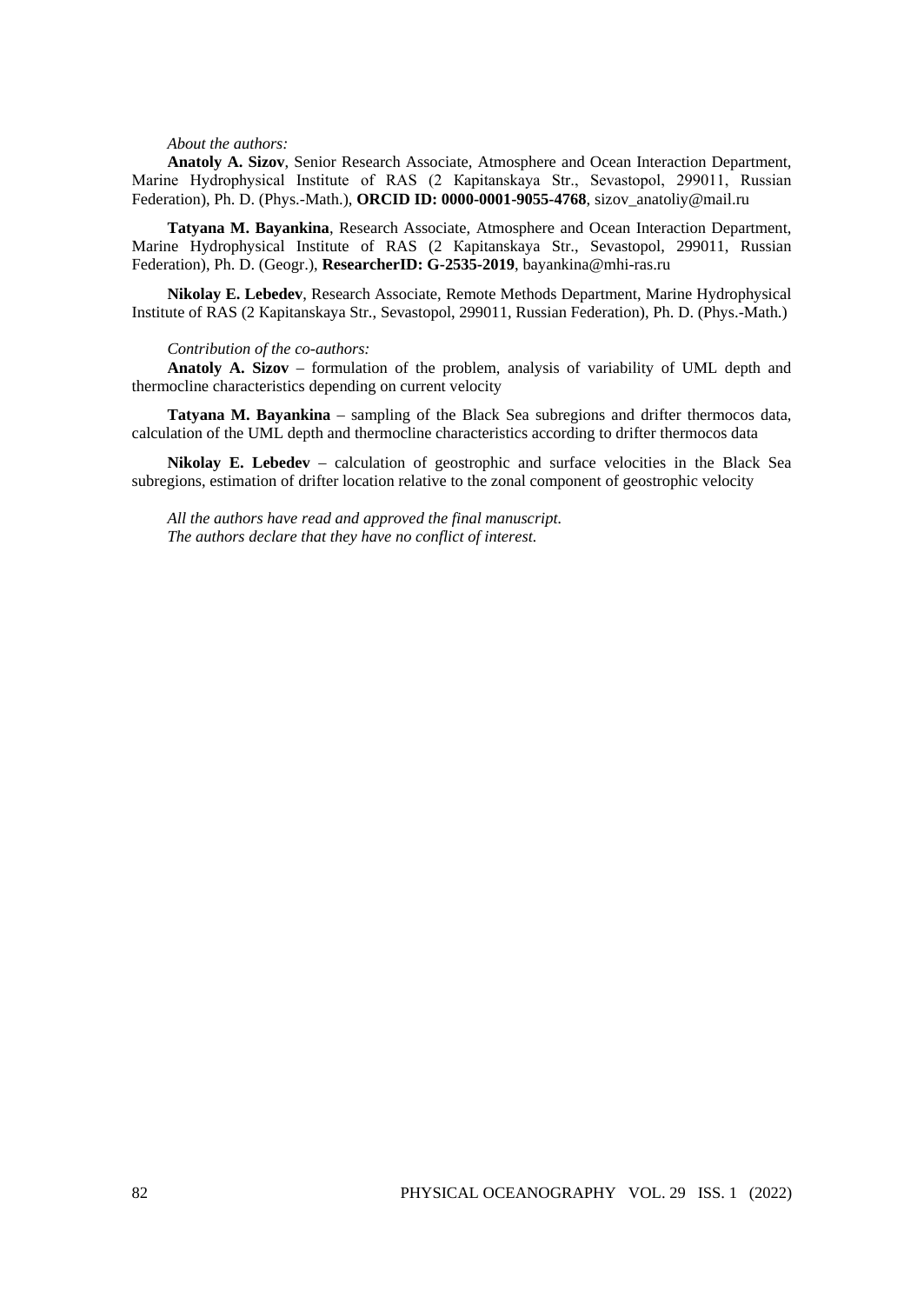*About the authors:*

**Anatoly A. Sizov**, Senior Research Associate, Atmosphere and Ocean Interaction Department, Marine Hydrophysical Institute of RAS (2 Kapitanskaya Str., Sevastopol, 299011, Russian Federation), Ph. D. (Phys.-Math.), **ORCID ID: 0000-0001-9055-4768**, sizov_anatoliy@mail.ru

**Tatyana M. Bayankina**, Research Associate, Atmosphere and Ocean Interaction Department, Marine Hydrophysical Institute of RAS (2 Kapitanskaya Str., Sevastopol, 299011, Russian Federation), Ph. D. (Geogr.), **ResearcherID: G-2535-2019**, bayankina@mhi-ras.ru

**Nikolay E. Lebedev**, Research Associate, Remote Methods Department, Marine Hydrophysical Institute of RAS (2 Kapitanskaya Str., Sevastopol, 299011, Russian Federation), Ph. D. (Phys.-Math.)

*Contribution of the co-authors:*

**Anatoly A. Sizov** – formulation of the problem, analysis of variability of UML depth and thermocline characteristics depending on current velocity

**Tatyana M. Bayankina** – sampling of the Black Sea subregions and drifter thermocos data, calculation of the UML depth and thermocline characteristics according to drifter thermocos data

**Nikolay E. Lebedev** – calculation of geostrophic and surface velocities in the Black Sea subregions, estimation of drifter location relative to the zonal component of geostrophic velocity

*All the authors have read and approved the final manuscript.*
*The authors declare that they have no conflict of interest.*